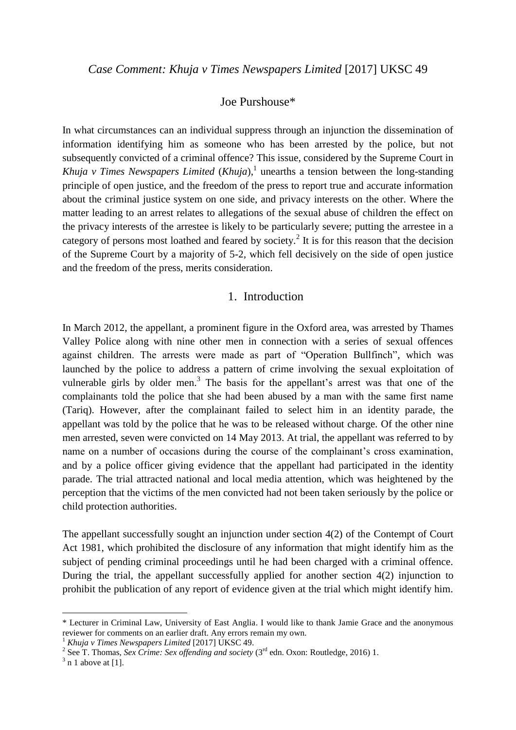*Case Comment: Khuja v Times Newspapers Limited* [2017] UKSC 49

Joe Purshouse*

In what circumstances can an individual suppress through an injunction the dissemination of information identifying him as someone who has been arrested by the police, but not subsequently convicted of a criminal offence? This issue, considered by the Supreme Court in *Khuja v Times Newspapers Limited* (*Khuja*),[1] unearths a tension between the long-standing principle of open justice, and the freedom of the press to report true and accurate information about the criminal justice system on one side, and privacy interests on the other. Where the matter leading to an arrest relates to allegations of the sexual abuse of children the effect on the privacy interests of the arrestee is likely to be particularly severe; putting the arrestee in a category of persons most loathed and feared by society.[2] It is for this reason that the decision of the Supreme Court by a majority of 5-2, which fell decisively on the side of open justice and the freedom of the press, merits consideration.

## 1. Introduction

In March 2012, the appellant, a prominent figure in the Oxford area, was arrested by Thames Valley Police along with nine other men in connection with a series of sexual offences against children. The arrests were made as part of "Operation Bullfinch", which was launched by the police to address a pattern of crime involving the sexual exploitation of vulnerable girls by older men.[3] The basis for the appellant's arrest was that one of the complainants told the police that she had been abused by a man with the same first name (Tariq). However, after the complainant failed to select him in an identity parade, the appellant was told by the police that he was to be released without charge. Of the other nine men arrested, seven were convicted on 14 May 2013. At trial, the appellant was referred to by name on a number of occasions during the course of the complainant's cross examination, and by a police officer giving evidence that the appellant had participated in the identity parade. The trial attracted national and local media attention, which was heightened by the perception that the victims of the men convicted had not been taken seriously by the police or child protection authorities.

The appellant successfully sought an injunction under section 4(2) of the Contempt of Court Act 1981, which prohibited the disclosure of any information that might identify him as the subject of pending criminal proceedings until he had been charged with a criminal offence. During the trial, the appellant successfully applied for another section 4(2) injunction to prohibit the publication of any report of evidence given at the trial which might identify him.

---

\* Lecturer in Criminal Law, University of East Anglia. I would like to thank Jamie Grace and the anonymous reviewer for comments on an earlier draft. Any errors remain my own.

[1] *Khuja v Times Newspapers Limited* [2017] UKSC 49.

[2] See T. Thomas, *Sex Crime: Sex offending and society* (3rd edn. Oxon: Routledge, 2016) 1.

[3] n 1 above at [1].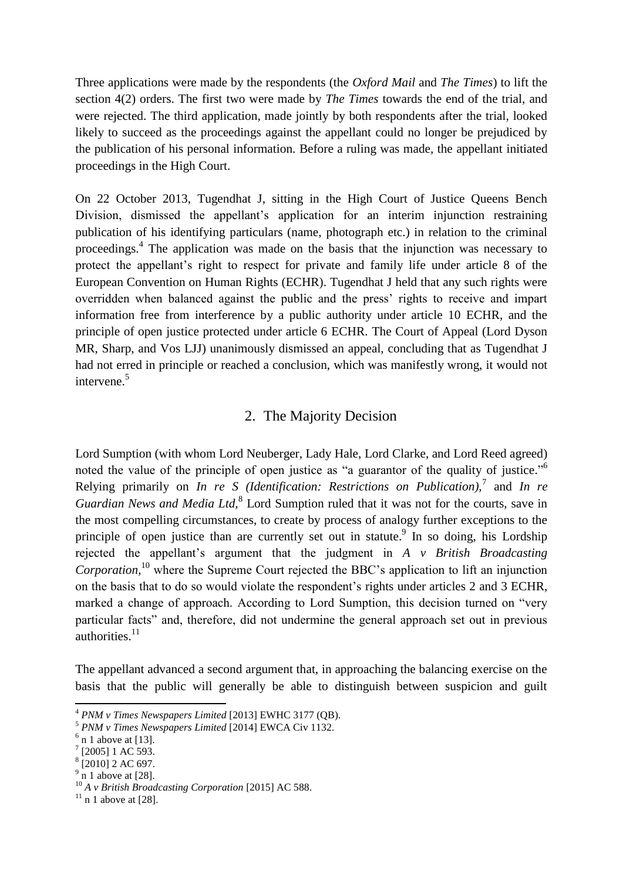Three applications were made by the respondents (the *Oxford Mail* and *The Times*) to lift the section 4(2) orders. The first two were made by *The Times* towards the end of the trial, and were rejected. The third application, made jointly by both respondents after the trial, looked likely to succeed as the proceedings against the appellant could no longer be prejudiced by the publication of his personal information. Before a ruling was made, the appellant initiated proceedings in the High Court.

On 22 October 2013, Tugendhat J, sitting in the High Court of Justice Queens Bench Division, dismissed the appellant's application for an interim injunction restraining publication of his identifying particulars (name, photograph etc.) in relation to the criminal proceedings.[4] The application was made on the basis that the injunction was necessary to protect the appellant's right to respect for private and family life under article 8 of the European Convention on Human Rights (ECHR). Tugendhat J held that any such rights were overridden when balanced against the public and the press' rights to receive and impart information free from interference by a public authority under article 10 ECHR, and the principle of open justice protected under article 6 ECHR. The Court of Appeal (Lord Dyson MR, Sharp, and Vos LJJ) unanimously dismissed an appeal, concluding that as Tugendhat J had not erred in principle or reached a conclusion, which was manifestly wrong, it would not intervene.[5]

## 2. The Majority Decision

Lord Sumption (with whom Lord Neuberger, Lady Hale, Lord Clarke, and Lord Reed agreed) noted the value of the principle of open justice as "a guarantor of the quality of justice."[6] Relying primarily on *In re S (Identification: Restrictions on Publication)*,[7] and *In re Guardian News and Media Ltd*,[8] Lord Sumption ruled that it was not for the courts, save in the most compelling circumstances, to create by process of analogy further exceptions to the principle of open justice than are currently set out in statute.[9] In so doing, his Lordship rejected the appellant's argument that the judgment in *A v British Broadcasting Corporation*,[10] where the Supreme Court rejected the BBC's application to lift an injunction on the basis that to do so would violate the respondent's rights under articles 2 and 3 ECHR, marked a change of approach. According to Lord Sumption, this decision turned on "very particular facts" and, therefore, did not undermine the general approach set out in previous authorities.[11]

The appellant advanced a second argument that, in approaching the balancing exercise on the basis that the public will generally be able to distinguish between suspicion and guilt

---

[4] *PNM v Times Newspapers Limited* [2013] EWHC 3177 (QB).

[5] *PNM v Times Newspapers Limited* [2014] EWCA Civ 1132.

[6] n 1 above at [13].

[7] [2005] 1 AC 593.

[8] [2010] 2 AC 697.

[9] n 1 above at [28].

[10] *A v British Broadcasting Corporation* [2015] AC 588.

[11] n 1 above at [28].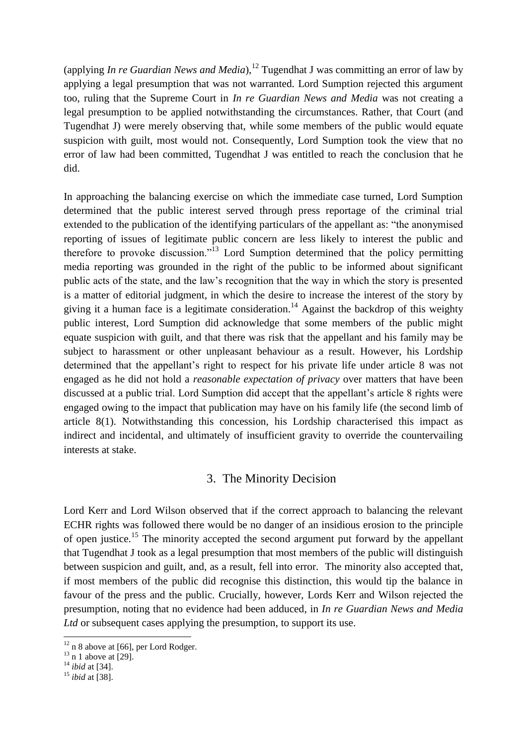(applying *In re Guardian News and Media*),[12] Tugendhat J was committing an error of law by applying a legal presumption that was not warranted. Lord Sumption rejected this argument too, ruling that the Supreme Court in *In re Guardian News and Media* was not creating a legal presumption to be applied notwithstanding the circumstances. Rather, that Court (and Tugendhat J) were merely observing that, while some members of the public would equate suspicion with guilt, most would not. Consequently, Lord Sumption took the view that no error of law had been committed, Tugendhat J was entitled to reach the conclusion that he did.

In approaching the balancing exercise on which the immediate case turned, Lord Sumption determined that the public interest served through press reportage of the criminal trial extended to the publication of the identifying particulars of the appellant as: "the anonymised reporting of issues of legitimate public concern are less likely to interest the public and therefore to provoke discussion."[13] Lord Sumption determined that the policy permitting media reporting was grounded in the right of the public to be informed about significant public acts of the state, and the law's recognition that the way in which the story is presented is a matter of editorial judgment, in which the desire to increase the interest of the story by giving it a human face is a legitimate consideration.[14] Against the backdrop of this weighty public interest, Lord Sumption did acknowledge that some members of the public might equate suspicion with guilt, and that there was risk that the appellant and his family may be subject to harassment or other unpleasant behaviour as a result. However, his Lordship determined that the appellant's right to respect for his private life under article 8 was not engaged as he did not hold a *reasonable expectation of privacy* over matters that have been discussed at a public trial. Lord Sumption did accept that the appellant's article 8 rights were engaged owing to the impact that publication may have on his family life (the second limb of article 8(1). Notwithstanding this concession, his Lordship characterised this impact as indirect and incidental, and ultimately of insufficient gravity to override the countervailing interests at stake.

## 3. The Minority Decision

Lord Kerr and Lord Wilson observed that if the correct approach to balancing the relevant ECHR rights was followed there would be no danger of an insidious erosion to the principle of open justice.[15] The minority accepted the second argument put forward by the appellant that Tugendhat J took as a legal presumption that most members of the public will distinguish between suspicion and guilt, and, as a result, fell into error. The minority also accepted that, if most members of the public did recognise this distinction, this would tip the balance in favour of the press and the public. Crucially, however, Lords Kerr and Wilson rejected the presumption, noting that no evidence had been adduced, in *In re Guardian News and Media Ltd* or subsequent cases applying the presumption, to support its use.

---

[12] n 8 above at [66], per Lord Rodger.

[13] n 1 above at [29].

[14] *ibid* at [34].

[15] *ibid* at [38].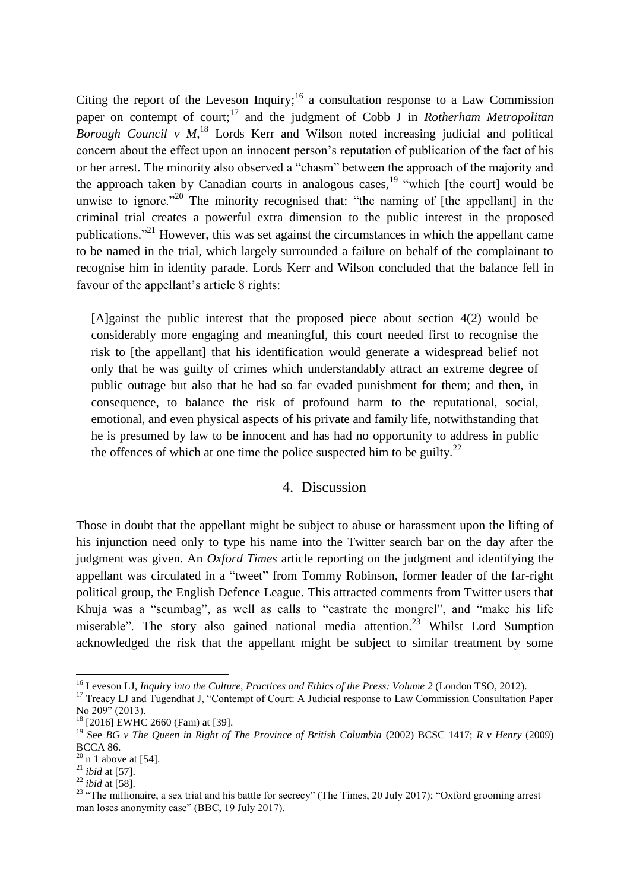Citing the report of the Leveson Inquiry;[16] a consultation response to a Law Commission paper on contempt of court;[17] and the judgment of Cobb J in *Rotherham Metropolitan Borough Council v M,*[18] Lords Kerr and Wilson noted increasing judicial and political concern about the effect upon an innocent person's reputation of publication of the fact of his or her arrest. The minority also observed a "chasm" between the approach of the majority and the approach taken by Canadian courts in analogous cases,[19] "which [the court] would be unwise to ignore."[20] The minority recognised that: "the naming of [the appellant] in the criminal trial creates a powerful extra dimension to the public interest in the proposed publications."[21] However, this was set against the circumstances in which the appellant came to be named in the trial, which largely surrounded a failure on behalf of the complainant to recognise him in identity parade. Lords Kerr and Wilson concluded that the balance fell in favour of the appellant's article 8 rights:

> [A]gainst the public interest that the proposed piece about section 4(2) would be considerably more engaging and meaningful, this court needed first to recognise the risk to [the appellant] that his identification would generate a widespread belief not only that he was guilty of crimes which understandably attract an extreme degree of public outrage but also that he had so far evaded punishment for them; and then, in consequence, to balance the risk of profound harm to the reputational, social, emotional, and even physical aspects of his private and family life, notwithstanding that he is presumed by law to be innocent and has had no opportunity to address in public the offences of which at one time the police suspected him to be guilty.[22]

## 4. Discussion

Those in doubt that the appellant might be subject to abuse or harassment upon the lifting of his injunction need only to type his name into the Twitter search bar on the day after the judgment was given. An *Oxford Times* article reporting on the judgment and identifying the appellant was circulated in a "tweet" from Tommy Robinson, former leader of the far-right political group, the English Defence League. This attracted comments from Twitter users that Khuja was a "scumbag", as well as calls to "castrate the mongrel", and "make his life miserable". The story also gained national media attention.[23] Whilst Lord Sumption acknowledged the risk that the appellant might be subject to similar treatment by some

---

[16] Leveson LJ, *Inquiry into the Culture, Practices and Ethics of the Press: Volume 2* (London TSO, 2012).

[17] Treacy LJ and Tugendhat J, "Contempt of Court: A Judicial response to Law Commission Consultation Paper No 209" (2013).

[18] [2016] EWHC 2660 (Fam) at [39].

[19] See *BG v The Queen in Right of The Province of British Columbia* (2002) BCSC 1417; *R v Henry* (2009) BCCA 86.

[20] n 1 above at [54].

[21] *ibid* at [57].

[22] *ibid* at [58].

[23] "The millionaire, a sex trial and his battle for secrecy" (The Times, 20 July 2017); "Oxford grooming arrest man loses anonymity case" (BBC, 19 July 2017).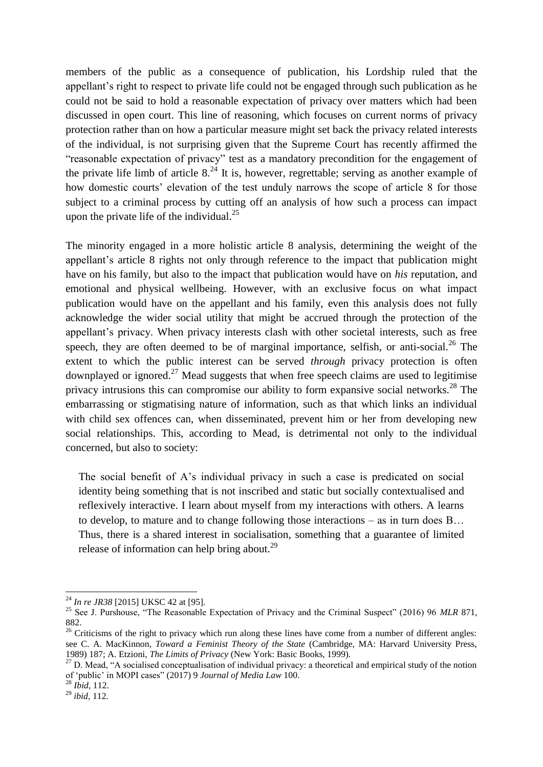members of the public as a consequence of publication, his Lordship ruled that the appellant's right to respect to private life could not be engaged through such publication as he could not be said to hold a reasonable expectation of privacy over matters which had been discussed in open court. This line of reasoning, which focuses on current norms of privacy protection rather than on how a particular measure might set back the privacy related interests of the individual, is not surprising given that the Supreme Court has recently affirmed the "reasonable expectation of privacy" test as a mandatory precondition for the engagement of the private life limb of article 8.[24] It is, however, regrettable; serving as another example of how domestic courts' elevation of the test unduly narrows the scope of article 8 for those subject to a criminal process by cutting off an analysis of how such a process can impact upon the private life of the individual.[25]

The minority engaged in a more holistic article 8 analysis, determining the weight of the appellant's article 8 rights not only through reference to the impact that publication might have on his family, but also to the impact that publication would have on *his* reputation, and emotional and physical wellbeing. However, with an exclusive focus on what impact publication would have on the appellant and his family, even this analysis does not fully acknowledge the wider social utility that might be accrued through the protection of the appellant's privacy. When privacy interests clash with other societal interests, such as free speech, they are often deemed to be of marginal importance, selfish, or anti-social.[26] The extent to which the public interest can be served *through* privacy protection is often downplayed or ignored.[27] Mead suggests that when free speech claims are used to legitimise privacy intrusions this can compromise our ability to form expansive social networks.[28] The embarrassing or stigmatising nature of information, such as that which links an individual with child sex offences can, when disseminated, prevent him or her from developing new social relationships. This, according to Mead, is detrimental not only to the individual concerned, but also to society:

> The social benefit of A's individual privacy in such a case is predicated on social identity being something that is not inscribed and static but socially contextualised and reflexively interactive. I learn about myself from my interactions with others. A learns to develop, to mature and to change following those interactions – as in turn does B… Thus, there is a shared interest in socialisation, something that a guarantee of limited release of information can help bring about.[29]

---

[24] *In re JR38* [2015] UKSC 42 at [95].

[25] See J. Purshouse, "The Reasonable Expectation of Privacy and the Criminal Suspect" (2016) 96 *MLR* 871, 882.

[26] Criticisms of the right to privacy which run along these lines have come from a number of different angles: see C. A. MacKinnon, *Toward a Feminist Theory of the State* (Cambridge, MA: Harvard University Press, 1989) 187; A. Etzioni, *The Limits of Privacy* (New York: Basic Books, 1999).

[27] D. Mead, "A socialised conceptualisation of individual privacy: a theoretical and empirical study of the notion of 'public' in MOPI cases" (2017) 9 *Journal of Media Law* 100.

[28] *Ibid*, 112.

[29] *ibid*, 112.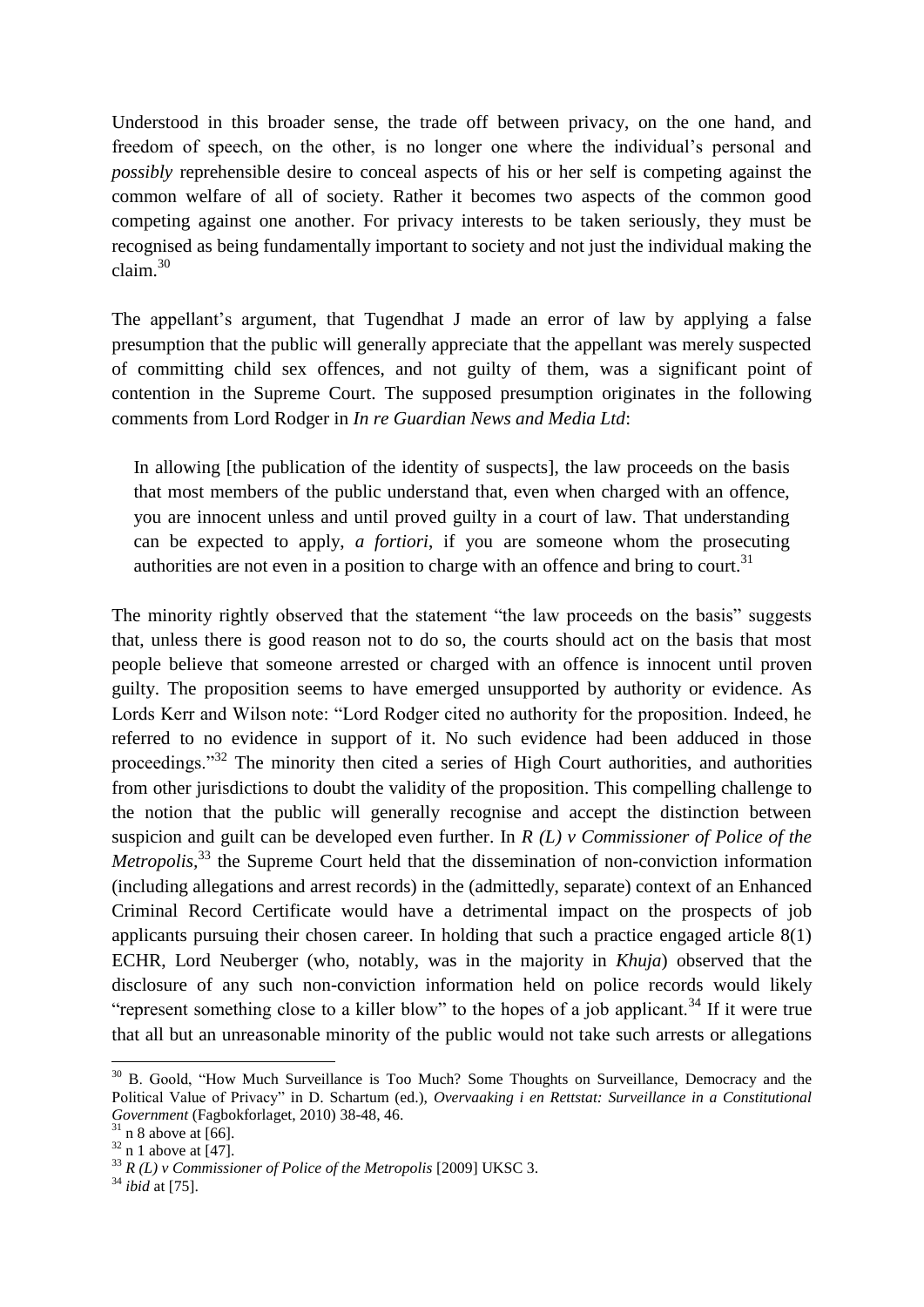Understood in this broader sense, the trade off between privacy, on the one hand, and freedom of speech, on the other, is no longer one where the individual's personal and *possibly* reprehensible desire to conceal aspects of his or her self is competing against the common welfare of all of society. Rather it becomes two aspects of the common good competing against one another. For privacy interests to be taken seriously, they must be recognised as being fundamentally important to society and not just the individual making the claim.[30]

The appellant's argument, that Tugendhat J made an error of law by applying a false presumption that the public will generally appreciate that the appellant was merely suspected of committing child sex offences, and not guilty of them, was a significant point of contention in the Supreme Court. The supposed presumption originates in the following comments from Lord Rodger in *In re Guardian News and Media Ltd*:

> In allowing [the publication of the identity of suspects], the law proceeds on the basis that most members of the public understand that, even when charged with an offence, you are innocent unless and until proved guilty in a court of law. That understanding can be expected to apply, *a fortiori*, if you are someone whom the prosecuting authorities are not even in a position to charge with an offence and bring to court.[31]

The minority rightly observed that the statement "the law proceeds on the basis" suggests that, unless there is good reason not to do so, the courts should act on the basis that most people believe that someone arrested or charged with an offence is innocent until proven guilty. The proposition seems to have emerged unsupported by authority or evidence. As Lords Kerr and Wilson note: "Lord Rodger cited no authority for the proposition. Indeed, he referred to no evidence in support of it. No such evidence had been adduced in those proceedings."[32] The minority then cited a series of High Court authorities, and authorities from other jurisdictions to doubt the validity of the proposition. This compelling challenge to the notion that the public will generally recognise and accept the distinction between suspicion and guilt can be developed even further. In *R (L) v Commissioner of Police of the Metropolis*,[33] the Supreme Court held that the dissemination of non-conviction information (including allegations and arrest records) in the (admittedly, separate) context of an Enhanced Criminal Record Certificate would have a detrimental impact on the prospects of job applicants pursuing their chosen career. In holding that such a practice engaged article 8(1) ECHR, Lord Neuberger (who, notably, was in the majority in *Khuja*) observed that the disclosure of any such non-conviction information held on police records would likely "represent something close to a killer blow" to the hopes of a job applicant.[34] If it were true that all but an unreasonable minority of the public would not take such arrests or allegations

---

[30] B. Goold, "How Much Surveillance is Too Much? Some Thoughts on Surveillance, Democracy and the Political Value of Privacy" in D. Schartum (ed.), *Overvaaking i en Rettstat: Surveillance in a Constitutional Government* (Fagbokforlaget, 2010) 38-48, 46.

[31] n 8 above at [66].

[32] n 1 above at [47].

[33] *R (L) v Commissioner of Police of the Metropolis* [2009] UKSC 3.

[34] *ibid* at [75].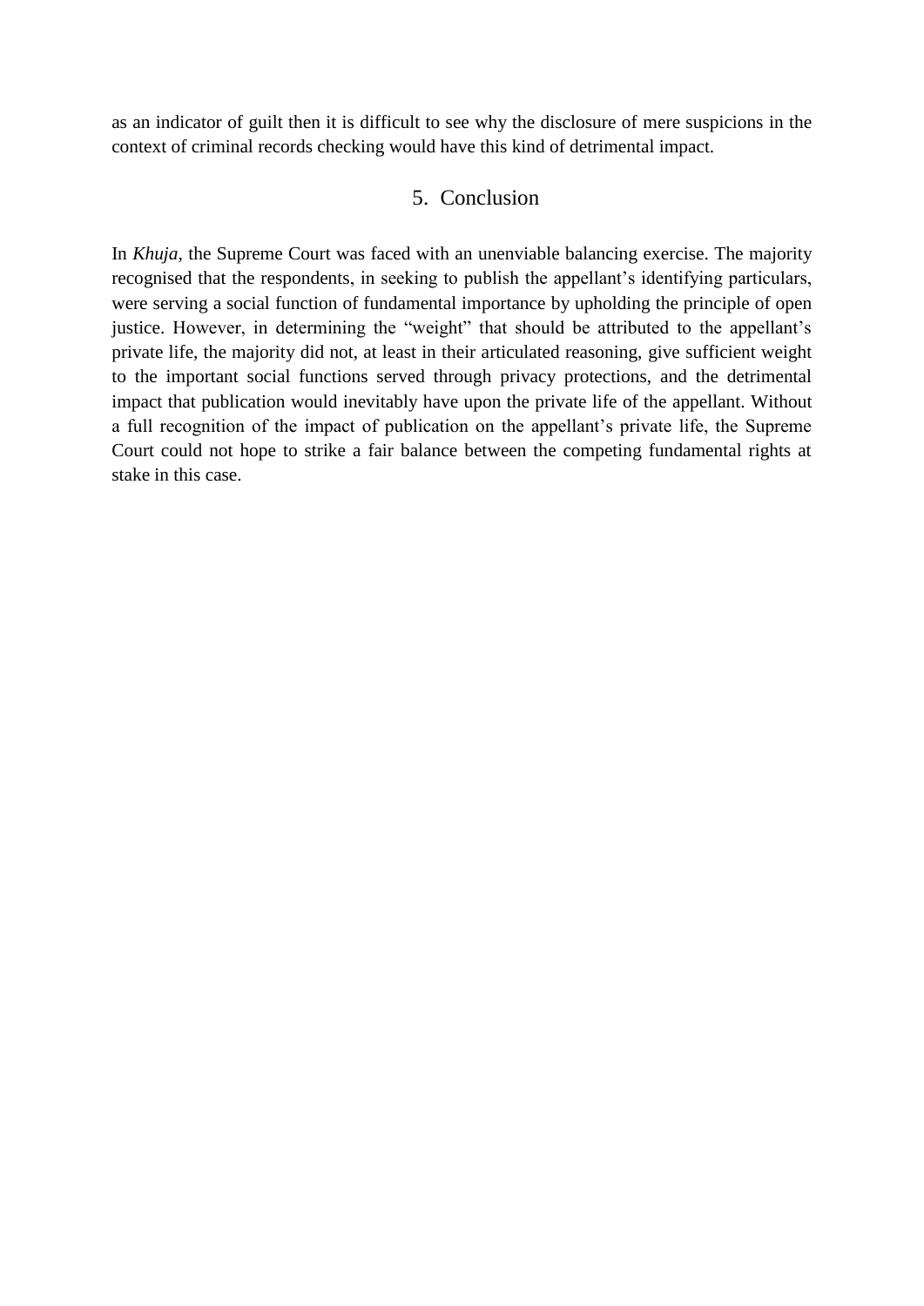as an indicator of guilt then it is difficult to see why the disclosure of mere suspicions in the context of criminal records checking would have this kind of detrimental impact.

## 5. Conclusion

In *Khuja,* the Supreme Court was faced with an unenviable balancing exercise. The majority recognised that the respondents, in seeking to publish the appellant's identifying particulars, were serving a social function of fundamental importance by upholding the principle of open justice. However, in determining the "weight" that should be attributed to the appellant's private life, the majority did not, at least in their articulated reasoning, give sufficient weight to the important social functions served through privacy protections, and the detrimental impact that publication would inevitably have upon the private life of the appellant. Without a full recognition of the impact of publication on the appellant's private life, the Supreme Court could not hope to strike a fair balance between the competing fundamental rights at stake in this case.